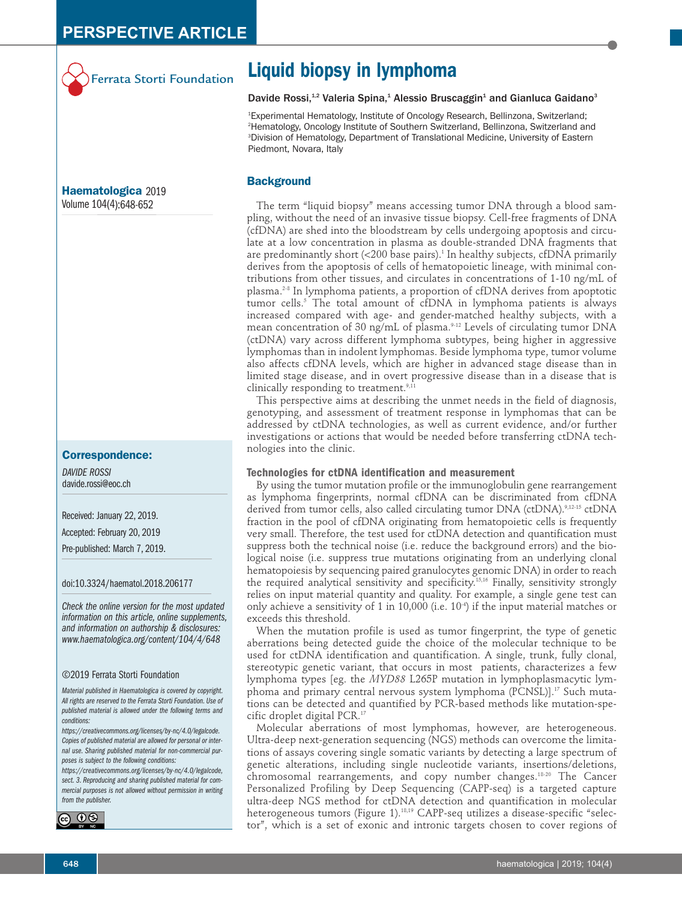PERSPECTIVE ARTICLE

Ferrata Storti Foundation

# Liquid biopsy in lymphoma

**Davide Rossi,[1,2] Valeria Spina,[1] Alessio Bruscaggin[1] and Gianluca Gaidano[3]**

[1]Experimental Hematology, Institute of Oncology Research, Bellinzona, Switzerland; [2]Hematology, Oncology Institute of Southern Switzerland, Bellinzona, Switzerland and [3]Division of Hematology, Department of Translational Medicine, University of Eastern Piedmont, Novara, Italy

**Haematologica** 2019
Volume 104(4):648-652

**Correspondence:**

*DAVIDE ROSSI*
davide.rossi@eoc.ch

Received: January 22, 2019.

Accepted: February 20, 2019

Pre-published: March 7, 2019.

doi:10.3324/haematol.2018.206177

*Check the online version for the most updated information on this article, online supplements, and information on authorship & disclosures: www.haematologica.org/content/104/4/648*

©2019 Ferrata Storti Foundation

*Material published in Haematologica is covered by copyright. All rights are reserved to the Ferrata Storti Foundation. Use of published material is allowed under the following terms and conditions:*
*https://creativecommons.org/licenses/by-nc/4.0/legalcode. Copies of published material are allowed for personal or internal use. Sharing published material for non-commercial purposes is subject to the following conditions:*
*https://creativecommons.org/licenses/by-nc/4.0/legalcode, sect. 3. Reproducing and sharing published material for commercial purposes is not allowed without permission in writing from the publisher.*

## Background

The term "liquid biopsy" means accessing tumor DNA through a blood sampling, without the need of an invasive tissue biopsy. Cell-free fragments of DNA (cfDNA) are shed into the bloodstream by cells undergoing apoptosis and circulate at a low concentration in plasma as double-stranded DNA fragments that are predominantly short (<200 base pairs).[1] In healthy subjects, cfDNA primarily derives from the apoptosis of cells of hematopoietic lineage, with minimal contributions from other tissues, and circulates in concentrations of 1-10 ng/mL of plasma.[2-8] In lymphoma patients, a proportion of cfDNA derives from apoptotic tumor cells.[5] The total amount of cfDNA in lymphoma patients is always increased compared with age- and gender-matched healthy subjects, with a mean concentration of 30 ng/mL of plasma.[9-12] Levels of circulating tumor DNA (ctDNA) vary across different lymphoma subtypes, being higher in aggressive lymphomas than in indolent lymphomas. Beside lymphoma type, tumor volume also affects cfDNA levels, which are higher in advanced stage disease than in limited stage disease, and in overt progressive disease than in a disease that is clinically responding to treatment.[9,11]

This perspective aims at describing the unmet needs in the field of diagnosis, genotyping, and assessment of treatment response in lymphomas that can be addressed by ctDNA technologies, as well as current evidence, and/or further investigations or actions that would be needed before transferring ctDNA technologies into the clinic.

### Technologies for ctDNA identification and measurement

By using the tumor mutation profile or the immunoglobulin gene rearrangement as lymphoma fingerprints, normal cfDNA can be discriminated from cfDNA derived from tumor cells, also called circulating tumor DNA (ctDNA).[9,12-15] ctDNA fraction in the pool of cfDNA originating from hematopoietic cells is frequently very small. Therefore, the test used for ctDNA detection and quantification must suppress both the technical noise (i.e. reduce the background errors) and the biological noise (i.e. suppress true mutations originating from an underlying clonal hematopoiesis by sequencing paired granulocytes genomic DNA) in order to reach the required analytical sensitivity and specificity.[15,16] Finally, sensitivity strongly relies on input material quantity and quality. For example, a single gene test can only achieve a sensitivity of 1 in 10,000 (i.e. $10^{-4}$) if the input material matches or exceeds this threshold.

When the mutation profile is used as tumor fingerprint, the type of genetic aberrations being detected guide the choice of the molecular technique to be used for ctDNA identification and quantification. A single, trunk, fully clonal, stereotypic genetic variant, that occurs in most patients, characterizes a few lymphoma types [eg. the *MYD88* L265P mutation in lymphoplasmacytic lymphoma and primary central nervous system lymphoma (PCNSL)].[17] Such mutations can be detected and quantified by PCR-based methods like mutation-specific droplet digital PCR.[17]

Molecular aberrations of most lymphomas, however, are heterogeneous. Ultra-deep next-generation sequencing (NGS) methods can overcome the limitations of assays covering single somatic variants by detecting a large spectrum of genetic alterations, including single nucleotide variants, insertions/deletions, chromosomal rearrangements, and copy number changes.[18-20] The Cancer Personalized Profiling by Deep Sequencing (CAPP-seq) is a targeted capture ultra-deep NGS method for ctDNA detection and quantification in molecular heterogeneous tumors (Figure 1).[18,19] CAPP-seq utilizes a disease-specific "selector", which is a set of exonic and intronic targets chosen to cover regions of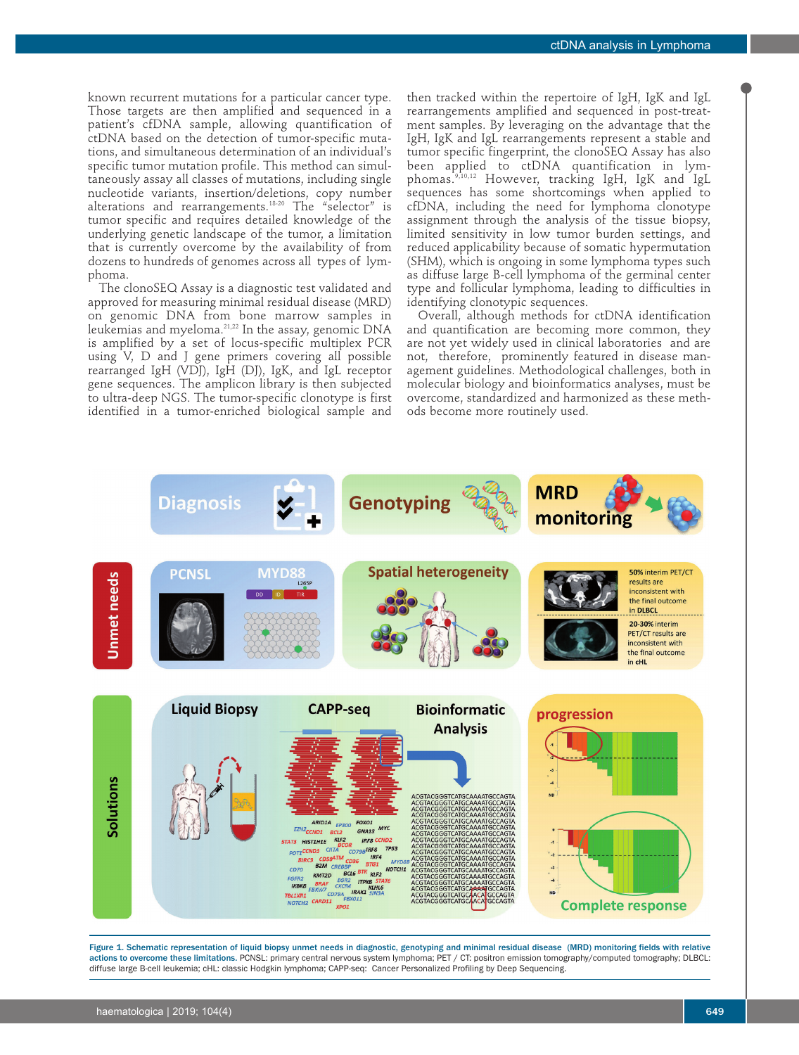known recurrent mutations for a particular cancer type. Those targets are then amplified and sequenced in a patient's cfDNA sample, allowing quantification of ctDNA based on the detection of tumor-specific mutations, and simultaneous determination of an individual's specific tumor mutation profile. This method can simultaneously assay all classes of mutations, including single nucleotide variants, insertion/deletions, copy number alterations and rearrangements.[18-20] The "selector" is tumor specific and requires detailed knowledge of the underlying genetic landscape of the tumor, a limitation that is currently overcome by the availability of from dozens to hundreds of genomes across all types of lymphoma.

The clonoSEQ Assay is a diagnostic test validated and approved for measuring minimal residual disease (MRD) on genomic DNA from bone marrow samples in leukemias and myeloma.[21,22] In the assay, genomic DNA is amplified by a set of locus-specific multiplex PCR using V, D and J gene primers covering all possible rearranged IgH (VDJ), IgH (DJ), IgK, and IgL receptor gene sequences. The amplicon library is then subjected to ultra-deep NGS. The tumor-specific clonotype is first identified in a tumor-enriched biological sample and then tracked within the repertoire of IgH, IgK and IgL rearrangements amplified and sequenced in post-treatment samples. By leveraging on the advantage that the IgH, IgK and IgL rearrangements represent a stable and tumor specific fingerprint, the clonoSEQ Assay has also been applied to ctDNA quantification in lymphomas.[9,10,12] However, tracking IgH, IgK and IgL sequences has some shortcomings when applied to cfDNA, including the need for lymphoma clonotype assignment through the analysis of the tissue biopsy, limited sensitivity in low tumor burden settings, and reduced applicability because of somatic hypermutation (SHM), which is ongoing in some lymphoma types such as diffuse large B-cell lymphoma of the germinal center type and follicular lymphoma, leading to difficulties in identifying clonotypic sequences.

Overall, although methods for ctDNA identification and quantification are becoming more common, they are not yet widely used in clinical laboratories and are not, therefore, prominently featured in disease management guidelines. Methodological challenges, both in molecular biology and bioinformatics analyses, must be overcome, standardized and harmonized as these methods become more routinely used.

**Figure 1. Schematic representation of liquid biopsy unmet needs in diagnostic, genotyping and minimal residual disease (MRD) monitoring fields with relative actions to overcome these limitations.** PCNSL: primary central nervous system lymphoma; PET / CT: positron emission tomography/computed tomography; DLBCL: diffuse large B-cell leukemia; cHL: classic Hodgkin lymphoma; CAPP-seq: Cancer Personalized Profiling by Deep Sequencing.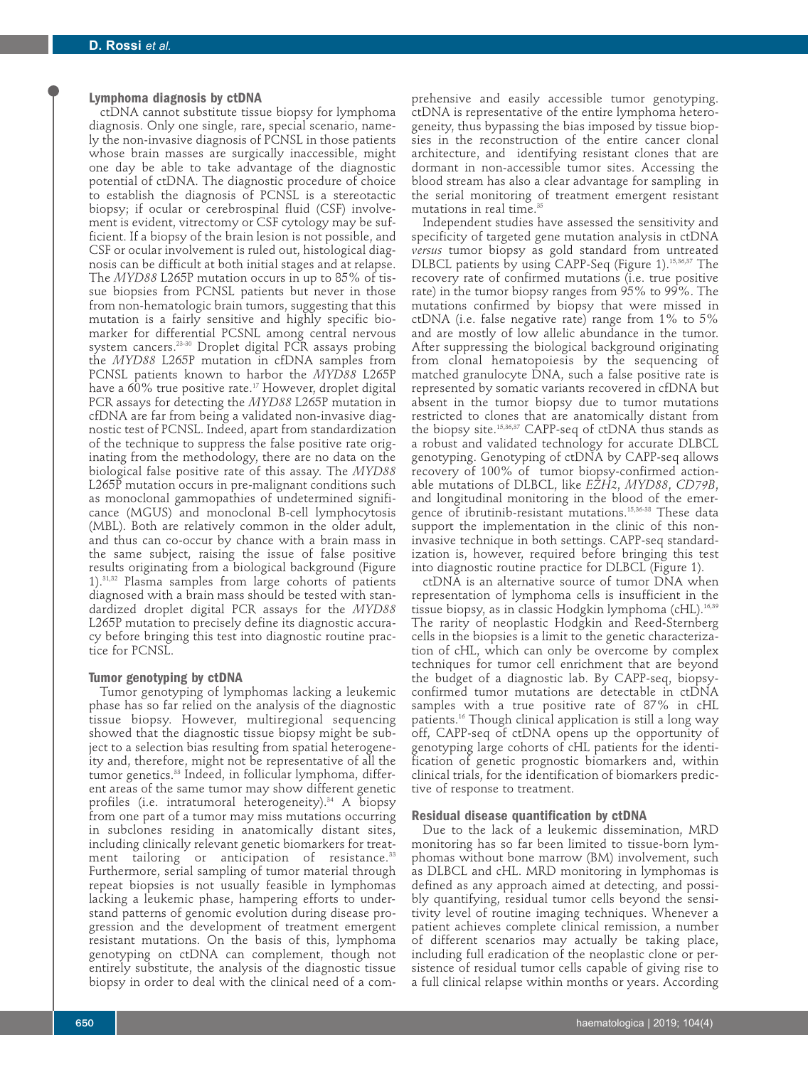## Lymphoma diagnosis by ctDNA

ctDNA cannot substitute tissue biopsy for lymphoma diagnosis. Only one single, rare, special scenario, namely the non-invasive diagnosis of PCNSL in those patients whose brain masses are surgically inaccessible, might one day be able to take advantage of the diagnostic potential of ctDNA. The diagnostic procedure of choice to establish the diagnosis of PCNSL is a stereotactic biopsy; if ocular or cerebrospinal fluid (CSF) involvement is evident, vitrectomy or CSF cytology may be sufficient. If a biopsy of the brain lesion is not possible, and CSF or ocular involvement is ruled out, histological diagnosis can be difficult at both initial stages and at relapse. The *MYD88* L265P mutation occurs in up to 85% of tissue biopsies from PCNSL patients but never in those from non-hematologic brain tumors, suggesting that this mutation is a fairly sensitive and highly specific biomarker for differential PCSNL among central nervous system cancers.[28-30] Droplet digital PCR assays probing the *MYD88* L265P mutation in cfDNA samples from PCNSL patients known to harbor the *MYD88* L265P have a 60% true positive rate.[17] However, droplet digital PCR assays for detecting the *MYD88* L265P mutation in cfDNA are far from being a validated non-invasive diagnostic test of PCNSL. Indeed, apart from standardization of the technique to suppress the false positive rate originating from the methodology, there are no data on the biological false positive rate of this assay. The *MYD88* L265P mutation occurs in pre-malignant conditions such as monoclonal gammopathies of undetermined significance (MGUS) and monoclonal B-cell lymphocytosis (MBL). Both are relatively common in the older adult, and thus can co-occur by chance with a brain mass in the same subject, raising the issue of false positive results originating from a biological background (Figure 1).[31,32] Plasma samples from large cohorts of patients diagnosed with a brain mass should be tested with standardized droplet digital PCR assays for the *MYD88* L265P mutation to precisely define its diagnostic accuracy before bringing this test into diagnostic routine practice for PCNSL.

## Tumor genotyping by ctDNA

Tumor genotyping of lymphomas lacking a leukemic phase has so far relied on the analysis of the diagnostic tissue biopsy. However, multiregional sequencing showed that the diagnostic tissue biopsy might be subject to a selection bias resulting from spatial heterogeneity and, therefore, might not be representative of all the tumor genetics.[33] Indeed, in follicular lymphoma, different areas of the same tumor may show different genetic profiles (i.e. intratumoral heterogeneity).[34] A biopsy from one part of a tumor may miss mutations occurring in subclones residing in anatomically distant sites, including clinically relevant genetic biomarkers for treatment tailoring or anticipation of resistance.[33] Furthermore, serial sampling of tumor material through repeat biopsies is not usually feasible in lymphomas lacking a leukemic phase, hampering efforts to understand patterns of genomic evolution during disease progression and the development of treatment emergent resistant mutations. On the basis of this, lymphoma genotyping on ctDNA can complement, though not entirely substitute, the analysis of the diagnostic tissue biopsy in order to deal with the clinical need of a comprehensive and easily accessible tumor genotyping. ctDNA is representative of the entire lymphoma heterogeneity, thus bypassing the bias imposed by tissue biopsies in the reconstruction of the entire cancer clonal architecture, and identifying resistant clones that are dormant in non-accessible tumor sites. Accessing the blood stream has also a clear advantage for sampling in the serial monitoring of treatment emergent resistant mutations in real time.[35]

Independent studies have assessed the sensitivity and specificity of targeted gene mutation analysis in ctDNA *versus* tumor biopsy as gold standard from untreated DLBCL patients by using CAPP-Seq (Figure 1).[15,36,37] The recovery rate of confirmed mutations (i.e. true positive rate) in the tumor biopsy ranges from 95% to 99%. The mutations confirmed by biopsy that were missed in ctDNA (i.e. false negative rate) range from 1% to 5% and are mostly of low allelic abundance in the tumor. After suppressing the biological background originating from clonal hematopoiesis by the sequencing of matched granulocyte DNA, such a false positive rate is represented by somatic variants recovered in cfDNA but absent in the tumor biopsy due to tumor mutations restricted to clones that are anatomically distant from the biopsy site.[15,36,37] CAPP-seq of ctDNA thus stands as a robust and validated technology for accurate DLBCL genotyping. Genotyping of ctDNA by CAPP-seq allows recovery of 100% of tumor biopsy-confirmed actionable mutations of DLBCL, like *EZH2*, *MYD88*, *CD79B*, and longitudinal monitoring in the blood of the emergence of ibrutinib-resistant mutations.[15,36-38] These data support the implementation in the clinic of this non-invasive technique in both settings. CAPP-seq standardization is, however, required before bringing this test into diagnostic routine practice for DLBCL (Figure 1).

ctDNA is an alternative source of tumor DNA when representation of lymphoma cells is insufficient in the tissue biopsy, as in classic Hodgkin lymphoma (cHL).[16,39] The rarity of neoplastic Hodgkin and Reed-Sternberg cells in the biopsies is a limit to the genetic characterization of cHL, which can only be overcome by complex techniques for tumor cell enrichment that are beyond the budget of a diagnostic lab. By CAPP-seq, biopsy-confirmed tumor mutations are detectable in ctDNA samples with a true positive rate of 87% in cHL patients.[16] Though clinical application is still a long way off, CAPP-seq of ctDNA opens up the opportunity of genotyping large cohorts of cHL patients for the identification of genetic prognostic biomarkers and, within clinical trials, for the identification of biomarkers predictive of response to treatment.

## Residual disease quantification by ctDNA

Due to the lack of a leukemic dissemination, MRD monitoring has so far been limited to tissue-born lymphomas without bone marrow (BM) involvement, such as DLBCL and cHL. MRD monitoring in lymphomas is defined as any approach aimed at detecting, and possibly quantifying, residual tumor cells beyond the sensitivity level of routine imaging techniques. Whenever a patient achieves complete clinical remission, a number of different scenarios may actually be taking place, including full eradication of the neoplastic clone or persistence of residual tumor cells capable of giving rise to a full clinical relapse within months or years. According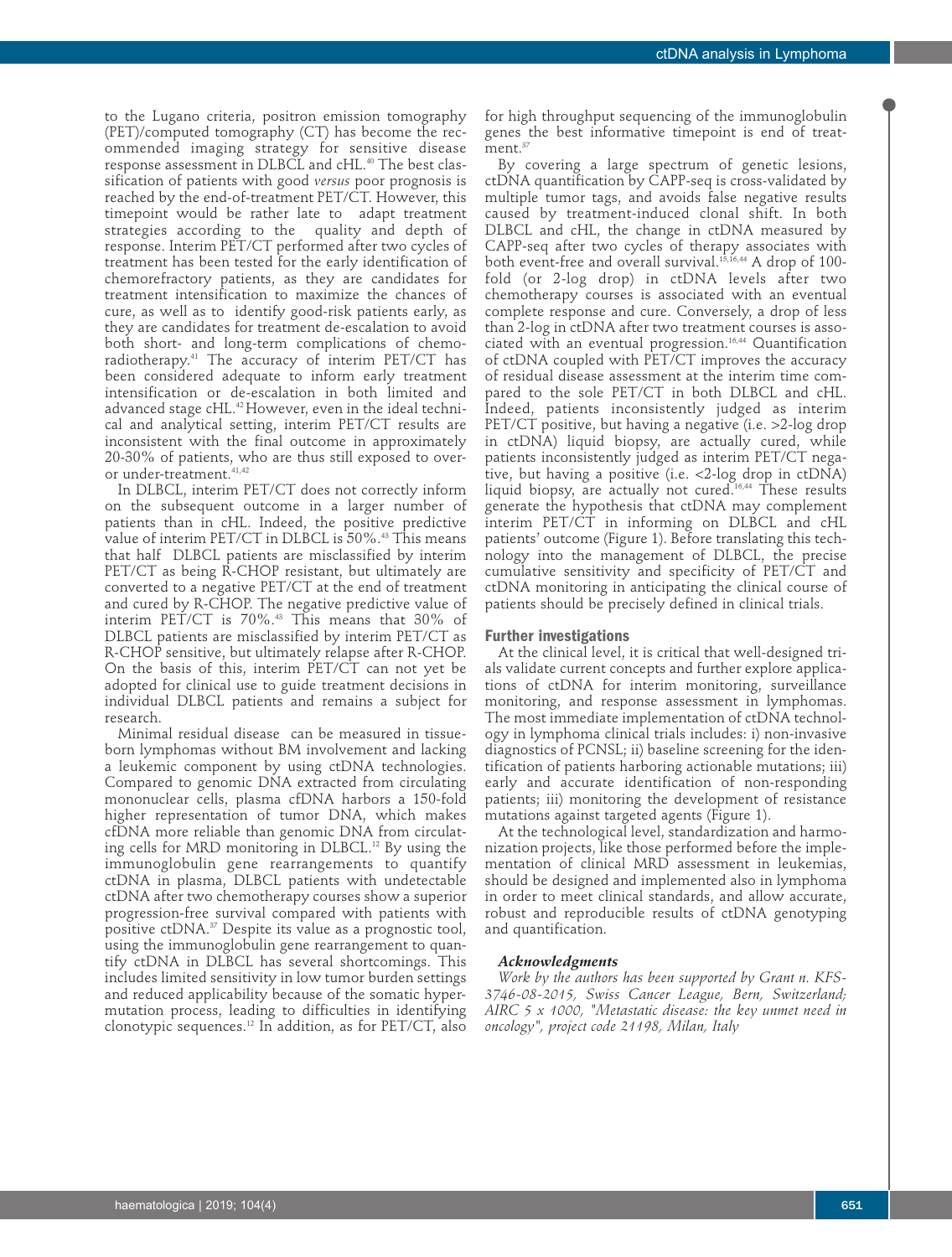to the Lugano criteria, positron emission tomography (PET)/computed tomography (CT) has become the recommended imaging strategy for sensitive disease response assessment in DLBCL and cHL.[40] The best classification of patients with good *versus* poor prognosis is reached by the end-of-treatment PET/CT. However, this timepoint would be rather late to adapt treatment strategies according to the quality and depth of response. Interim PET/CT performed after two cycles of treatment has been tested for the early identification of chemorefractory patients, as they are candidates for treatment intensification to maximize the chances of cure, as well as to identify good-risk patients early, as they are candidates for treatment de-escalation to avoid both short- and long-term complications of chemoradiotherapy.[41] The accuracy of interim PET/CT has been considered adequate to inform early treatment intensification or de-escalation in both limited and advanced stage cHL.[42] However, even in the ideal technical and analytical setting, interim PET/CT results are inconsistent with the final outcome in approximately 20-30% of patients, who are thus still exposed to over- or under-treatment.[41,42]

In DLBCL, interim PET/CT does not correctly inform on the subsequent outcome in a larger number of patients than in cHL. Indeed, the positive predictive value of interim PET/CT in DLBCL is 50%.[43] This means that half DLBCL patients are misclassified by interim PET/CT as being R-CHOP resistant, but ultimately are converted to a negative PET/CT at the end of treatment and cured by R-CHOP. The negative predictive value of interim PET/CT is 70%.[43] This means that 30% of DLBCL patients are misclassified by interim PET/CT as R-CHOP sensitive, but ultimately relapse after R-CHOP. On the basis of this, interim PET/CT can not yet be adopted for clinical use to guide treatment decisions in individual DLBCL patients and remains a subject for research.

Minimal residual disease can be measured in tissue-born lymphomas without BM involvement and lacking a leukemic component by using ctDNA technologies. Compared to genomic DNA extracted from circulating mononuclear cells, plasma cfDNA harbors a 150-fold higher representation of tumor DNA, which makes cfDNA more reliable than genomic DNA from circulating cells for MRD monitoring in DLBCL.[12] By using the immunoglobulin gene rearrangements to quantify ctDNA in plasma, DLBCL patients with undetectable ctDNA after two chemotherapy courses show a superior progression-free survival compared with patients with positive ctDNA.[37] Despite its value as a prognostic tool, using the immunoglobulin gene rearrangement to quantify ctDNA in DLBCL has several shortcomings. This includes limited sensitivity in low tumor burden settings and reduced applicability because of the somatic hypermutation process, leading to difficulties in identifying clonotypic sequences.[12] In addition, as for PET/CT, also for high throughput sequencing of the immunoglobulin genes the best informative timepoint is end of treatment.[37]

By covering a large spectrum of genetic lesions, ctDNA quantification by CAPP-seq is cross-validated by multiple tumor tags, and avoids false negative results caused by treatment-induced clonal shift. In both DLBCL and cHL, the change in ctDNA measured by CAPP-seq after two cycles of therapy associates with both event-free and overall survival.[15,16,44] A drop of 100-fold (or 2-log drop) in ctDNA levels after two chemotherapy courses is associated with an eventual complete response and cure. Conversely, a drop of less than 2-log in ctDNA after two treatment courses is associated with an eventual progression.[16,44] Quantification of ctDNA coupled with PET/CT improves the accuracy of residual disease assessment at the interim time compared to the sole PET/CT in both DLBCL and cHL. Indeed, patients inconsistently judged as interim PET/CT positive, but having a negative (i.e. >2-log drop in ctDNA) liquid biopsy, are actually cured, while patients inconsistently judged as interim PET/CT negative, but having a positive (i.e. <2-log drop in ctDNA) liquid biopsy, are actually not cured.[16,44] These results generate the hypothesis that ctDNA may complement interim PET/CT in informing on DLBCL and cHL patients' outcome (Figure 1). Before translating this technology into the management of DLBCL, the precise cumulative sensitivity and specificity of PET/CT and ctDNA monitoring in anticipating the clinical course of patients should be precisely defined in clinical trials.

## Further investigations

At the clinical level, it is critical that well-designed trials validate current concepts and further explore applications of ctDNA for interim monitoring, surveillance monitoring, and response assessment in lymphomas. The most immediate implementation of ctDNA technology in lymphoma clinical trials includes: i) non-invasive diagnostics of PCNSL; ii) baseline screening for the identification of patients harboring actionable mutations; iii) early and accurate identification of non-responding patients; iii) monitoring the development of resistance mutations against targeted agents (Figure 1).

At the technological level, standardization and harmonization projects, like those performed before the implementation of clinical MRD assessment in leukemias, should be designed and implemented also in lymphoma in order to meet clinical standards, and allow accurate, robust and reproducible results of ctDNA genotyping and quantification.

### *Acknowledgments*

*Work by the authors has been supported by Grant n. KFS-3746-08-2015, Swiss Cancer League, Bern, Switzerland; AIRC 5 x 1000, "Metastatic disease: the key unmet need in oncology", project code 21198, Milan, Italy*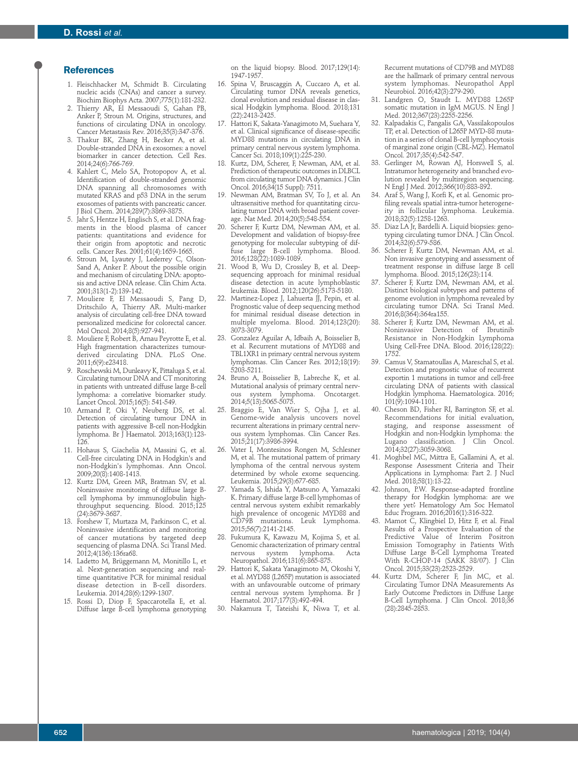## References

1. Fleischhacker M, Schmidt B. Circulating nucleic acids (CNAs) and cancer a survey. Biochim Biophys Acta. 2007;775(1):181-232.
2. Thierry AR, El Messaoudi S, Gahan PB, Anker P, Stroun M. Origins, structures, and functions of circulating DNA in oncology. Cancer Metastasis Rev. 2016;35(3):347-376.
3. Thakur BK, Zhang H, Becker A, et al. Double-stranded DNA in exosomes: a novel biomarker in cancer detection. Cell Res. 2014;24(6):766-769.
4. Kahlert C, Melo SA, Protopopov A, et al. Identification of double-stranded genomic DNA spanning all chromosomes with mutated KRAS and p53 DNA in the serum exosomes of patients with pancreatic cancer. J Biol Chem. 2014;289(7):3869-3875.
5. Jahr S, Hentze H, Englisch S, et al. DNA fragments in the blood plasma of cancer patients: quantitations and evidence for their origin from apoptotic and necrotic cells. Cancer Res. 2001;61(4):1659-1665.
6. Stroun M, Lyautey J, Lederrey C, Olson-Sand A, Anker P. About the possible origin and mechanism of circulating DNA: apoptosis and active DNA release. Clin Chim Acta. 2001;313(1-2):139-142.
7. Mouliere F, El Messaoudi S, Pang D, Dritschilo A, Thierry AR. Multi-marker analysis of circulating cell-free DNA toward personalized medicine for colorectal cancer. Mol Oncol. 2014;8(5):927-941.
8. Mouliere F, Robert B, Arnau Peyrotte E, et al. High fragmentation characterizes tumour-derived circulating DNA. PLoS One. 2011;6(9):e23418.
9. Roschewski M, Dunleavy K, Pittaluga S, et al. Circulating tumour DNA and CT monitoring in patients with untreated diffuse large B-cell lymphoma: a correlative biomarker study. Lancet Oncol. 2015;16(5): 541-549.
10. Armand P, Oki Y, Neuberg DS, et al. Detection of circulating tumour DNA in patients with aggressive B-cell non-Hodgkin lymphoma. Br J Haematol. 2013;163(1):123-126.
11. Hohaus S, Giachelia M, Massini G, et al. Cell-free circulating DNA in Hodgkin's and non-Hodgkin's lymphomas. Ann Oncol. 2009;20(8):1408-1413.
12. Kurtz DM, Green MR, Bratman SV, et al. Noninvasive monitoring of diffuse large B-cell lymphoma by immunoglobulin high-throughput sequencing. Blood. 2015;125 (24):3679-3687.
13. Forshew T, Murtaza M, Parkinson C, et al. Noninvasive identification and monitoring of cancer mutations by targeted deep sequencing of plasma DNA. Sci Transl Med. 2012;4(136):136ra68.
14. Ladetto M, Brüggemann M, Monitillo L, et al. Next-generation sequencing and real-time quantitative PCR for minimal residual disease detection in B-cell disorders. Leukemia. 2014;28(6):1299-1307.
15. Rossi D, Diop F, Spaccarotella E, et al. Diffuse large B-cell lymphoma genotyping on the liquid biopsy. Blood. 2017;129(14): 1947-1957.
16. Spina V, Bruscaggin A, Cuccaro A, et al. Circulating tumor DNA reveals genetics, clonal evolution and residual disease in classical Hodgkin lymphoma. Blood. 2018;131 (22):2413-2425.
17. Hattori K, Sakata-Yanagimoto M, Suehara Y, et al. Clinical significance of disease-specific MYD88 mutations in circulating DNA in primary central nervous system lymphoma. Cancer Sci. 2018;109(1):225-230.
18. Kurtz, DM, Scherer, F, Newman, AM, et al. Prediction of therapeutic outcomes in DLBCL from circulating tumor DNA dynamics. J Clin Oncol. 2016;34(15 Suppl): 7511.
19. Newman AM, Bratman SV, To J, et al. An ultrasensitive method for quantitating circulating tumor DNA with broad patient coverage. Nat Med. 2014;20(5):548-554.
20. Scherer F, Kurtz DM, Newman AM, et al. Development and validation of biopsy-free genotyping for molecular subtyping of diffuse large B-cell lymphoma. Blood. 2016;128(22):1089-1089.
21. Wood B, Wu D, Crossley B, et al. Deep-sequencing approach for minimal residual disease detection in acute lymphoblastic leukemia. Blood. 2012;120(26):5173-5180.
22. Martinez-Lopez J, Lahuerta JJ, Pepin, et al. Prognostic value of deep sequencing method for minimal residual disease detection in multiple myeloma. Blood. 2014;123(20): 3073-3079.
23. Gonzalez Aguilar A, Idbaih A, Boisselier B, et al. Recurrent mutations of MYD88 and TBL1XR1 in primary central nervous system lymphomas. Clin Cancer Res. 2012;18(19): 5203-5211.
24. Bruno A, Boisselier B, Labreche K, et al. Mutational analysis of primary central nervous system lymphoma. Oncotarget. 2014;5(13):5065-5075.
25. Braggio E, Van Wier S, Ojha J, et al. Genome-wide analysis uncovers novel recurrent alterations in primary central nervous system lymphomas. Clin Cancer Res. 2015;21(17):3986-3994.
26. Vater I, Montesinos Rongen M, Schlesner M, et al. The mutational pattern of primary lymphoma of the central nervous system determined by whole exome sequencing. Leukemia. 2015;29(3):677-685.
27. Yamada S, Ishida Y, Matsuno A, Yamazaki K. Primary diffuse large B-cell lymphomas of central nervous system exhibit remarkably high prevalence of oncogenic MYD88 and CD79B mutations. Leuk Lymphoma. 2015;56(7):2141-2145.
28. Fukumura K, Kawazu M, Kojima S, et al. Genomic characterization of primary central nervous system lymphoma. Acta Neuropathol. 2016;131(6):865-875.
29. Hattori K, Sakata Yanagimoto M, Okoshi Y, et al. MYD88 (L265P) mutation is associated with an unfavourable outcome of primary central nervous system lymphoma. Br J Haematol. 2017;177(3):492-494.
30. Nakamura T, Tateishi K, Niwa T, et al. Recurrent mutations of CD79B and MYD88 are the hallmark of primary central nervous system lymphomas. Neuropathol Appl Neurobiol. 2016;42(3):279-290.
31. Landgren O, Staudt L. MYD88 L265P somatic mutation in IgM MGUS. N Engl J Med. 2012;367(23):2255-2256.
32. Kalpadakis C, Pangalis GA, Vassilakopoulos TP, et al. Detection of L265P MYD-88 mutation in a series of clonal B-cell lymphocytosis of marginal zone origin (CBL-MZ). Hematol Oncol. 2017;35(4):542-547.
33. Gerlinger M, Rowan AJ, Horswell S, et al. Intratumor heterogeneity and branched evolution revealed by multiregion sequencing. N Engl J Med. 2012;366(10):883-892.
34. Araf S, Wang J, Korfi K, et al. Genomic profiling reveals spatial intra-tumor heterogeneity in follicular lymphoma. Leukemia. 2018;32(5):1258-1263.
35. Diaz LA Jr, Bardelli A. Liquid biopsies: genotyping circulating tumor DNA. J Clin Oncol. 2014;32(6):579-586.
36. Scherer F, Kurtz DM, Newman AM, et al. Non invasive genotyping and assessment of treatment response in diffuse large B cell lymphoma. Blood. 2015;126(23):114.
37. Scherer F, Kurtz DM, Newman AM, et al. Distinct biological subtypes and patterns of genome evolution in lymphoma revealed by circulating tumor DNA. Sci Transl Med. 2016;8(364):364ra155.
38. Scherer F, Kurtz DM, Newman AM, et al. Noninvasive Detection of Ibrutinib Resistance in Non-Hodgkin Lymphoma Using Cell-Free DNA. Blood. 2016;128(22): 1752.
39. Camus V, Stamatoullas A, Mareschal S, et al. Detection and prognostic value of recurrent exportin 1 mutations in tumor and cell-free circulating DNA of patients with classical Hodgkin lymphoma. Haematologica. 2016; 101(9):1094-1101.
40. Cheson BD, Fisher RI, Barrington SF, et al. Recommendations for initial evaluation, staging, and response assessment of Hodgkin and non-Hodgkin lymphoma: the Lugano classification. J Clin Oncol. 2014;32(27):3059-3068.
41. Moghbel MC, Mittra E, Gallamini A, et al. Response Assessment Criteria and Their Applications in Lymphoma: Part 2. J Nucl Med. 2018;58(1):13-22.
42. Johnson, P.W. Response-adapted frontline therapy for Hodgkin lymphoma: are we there yet? Hematology Am Soc Hematol Educ Program. 2016;2016(1):316-322.
43. Mamot C, Klingbiel D, Hitz F, et al. Final Results of a Prospective Evaluation of the Predictive Value of Interim Positron Emission Tomography in Patients With Diffuse Large B-Cell Lymphoma Treated With R-CHOP-14 (SAKK 38/07). J Clin Oncol. 2015;33(23):2523-2529.
44. Kurtz DM, Scherer F, Jin MC, et al. Circulating Tumor DNA Measurements As Early Outcome Predictors in Diffuse Large B-Cell Lymphoma. J Clin Oncol. 2018;36 (28):2845-2853.